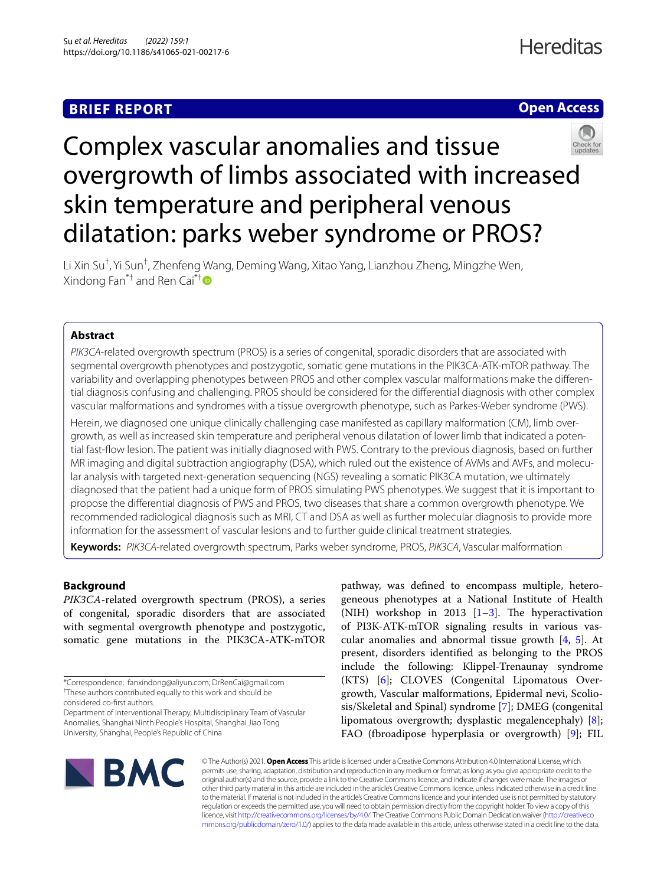**BRIEF REPORT** **Open Access**

# Complex vascular anomalies and tissue overgrowth of limbs associated with increased skin temperature and peripheral venous dilatation: parks weber syndrome or PROS?

Li Xin Su[†], Yi Sun[†], Zhenfeng Wang, Deming Wang, Xitao Yang, Lianzhou Zheng, Mingzhe Wen, Xindong Fan[*†] and Ren Cai[*†]

## Abstract

*PIK3CA*-related overgrowth spectrum (PROS) is a series of congenital, sporadic disorders that are associated with segmental overgrowth phenotypes and postzygotic, somatic gene mutations in the PIK3CA-ATK-mTOR pathway. The variability and overlapping phenotypes between PROS and other complex vascular malformations make the differential diagnosis confusing and challenging. PROS should be considered for the differential diagnosis with other complex vascular malformations and syndromes with a tissue overgrowth phenotype, such as Parkes-Weber syndrome (PWS).

Herein, we diagnosed one unique clinically challenging case manifested as capillary malformation (CM), limb overgrowth, as well as increased skin temperature and peripheral venous dilatation of lower limb that indicated a potential fast-flow lesion. The patient was initially diagnosed with PWS. Contrary to the previous diagnosis, based on further MR imaging and digital subtraction angiography (DSA), which ruled out the existence of AVMs and AVFs, and molecular analysis with targeted next-generation sequencing (NGS) revealing a somatic PIK3CA mutation, we ultimately diagnosed that the patient had a unique form of PROS simulating PWS phenotypes. We suggest that it is important to propose the differential diagnosis of PWS and PROS, two diseases that share a common overgrowth phenotype. We recommended radiological diagnosis such as MRI, CT and DSA as well as further molecular diagnosis to provide more information for the assessment of vascular lesions and to further guide clinical treatment strategies.

**Keywords:** *PIK3CA*-related overgrowth spectrum, Parks weber syndrome, PROS, *PIK3CA*, Vascular malformation

## Background

*PIK3CA*-related overgrowth spectrum (PROS), a series of congenital, sporadic disorders that are associated with segmental overgrowth phenotype and postzygotic, somatic gene mutations in the PIK3CA-ATK-mTOR pathway, was defined to encompass multiple, heterogeneous phenotypes at a National Institute of Health (NIH) workshop in 2013 [1–3]. The hyperactivation of PI3K-ATK-mTOR signaling results in various vascular anomalies and abnormal tissue growth [4, 5]. At present, disorders identified as belonging to the PROS include the following: Klippel-Trenaunay syndrome (KTS) [6]; CLOVES (Congenital Lipomatous Overgrowth, Vascular malformations, Epidermal nevi, Scoliosis/Skeletal and Spinal) syndrome [7]; DMEG (congenital lipomatous overgrowth; dysplastic megalencephaly) [8]; FAO (fbroadipose hyperplasia or overgrowth) [9]; FIL

*Correspondence: fanxindong@aliyun.com; DrRenCai@gmail.com
[†]These authors contributed equally to this work and should be considered co-first authors.
Department of Interventional Therapy, Multidisciplinary Team of Vascular Anomalies, Shanghai Ninth People's Hospital, Shanghai Jiao Tong University, Shanghai, People's Republic of China

© The Author(s) 2021. **Open Access** This article is licensed under a Creative Commons Attribution 4.0 International License, which permits use, sharing, adaptation, distribution and reproduction in any medium or format, as long as you give appropriate credit to the original author(s) and the source, provide a link to the Creative Commons licence, and indicate if changes were made. The images or other third party material in this article are included in the article's Creative Commons licence, unless indicated otherwise in a credit line to the material. If material is not included in the article's Creative Commons licence and your intended use is not permitted by statutory regulation or exceeds the permitted use, you will need to obtain permission directly from the copyright holder. To view a copy of this licence, visit http://creativecommons.org/licenses/by/4.0/. The Creative Commons Public Domain Dedication waiver (http://creativecommons.org/publicdomain/zero/1.0/) applies to the data made available in this article, unless otherwise stated in a credit line to the data.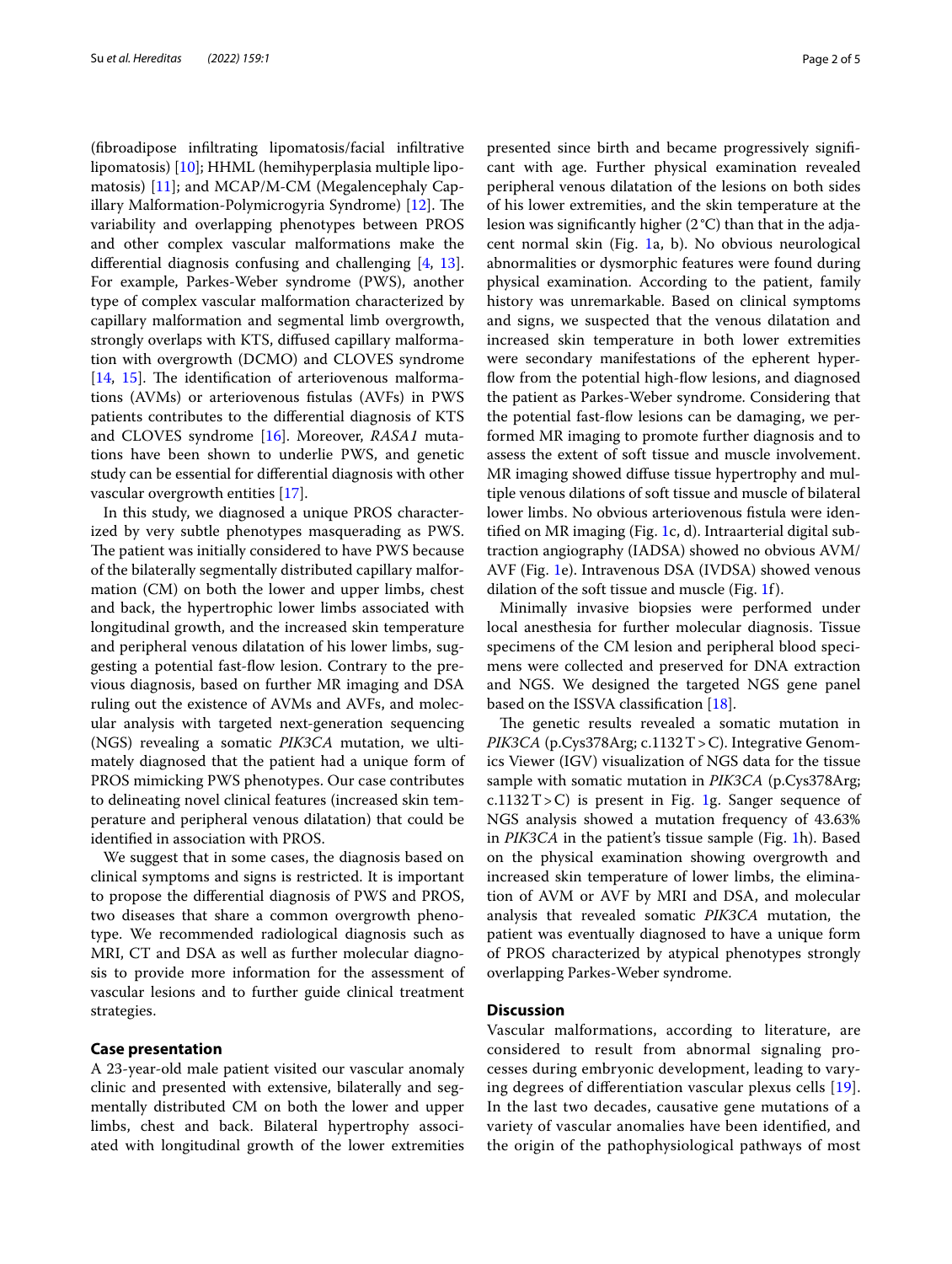(fibroadipose infiltrating lipomatosis/facial infiltrative lipomatosis) [10]; HHML (hemihyperplasia multiple lipomatosis) [11]; and MCAP/M-CM (Megalencephaly Capillary Malformation-Polymicrogyria Syndrome) [12]. The variability and overlapping phenotypes between PROS and other complex vascular malformations make the differential diagnosis confusing and challenging [4, 13]. For example, Parkes-Weber syndrome (PWS), another type of complex vascular malformation characterized by capillary malformation and segmental limb overgrowth, strongly overlaps with KTS, diffused capillary malformation with overgrowth (DCMO) and CLOVES syndrome [14, 15]. The identification of arteriovenous malformations (AVMs) or arteriovenous fistulas (AVFs) in PWS patients contributes to the differential diagnosis of KTS and CLOVES syndrome [16]. Moreover, *RASA1* mutations have been shown to underlie PWS, and genetic study can be essential for differential diagnosis with other vascular overgrowth entities [17].

In this study, we diagnosed a unique PROS characterized by very subtle phenotypes masquerading as PWS. The patient was initially considered to have PWS because of the bilaterally segmentally distributed capillary malformation (CM) on both the lower and upper limbs, chest and back, the hypertrophic lower limbs associated with longitudinal growth, and the increased skin temperature and peripheral venous dilatation of his lower limbs, suggesting a potential fast-flow lesion. Contrary to the previous diagnosis, based on further MR imaging and DSA ruling out the existence of AVMs and AVFs, and molecular analysis with targeted next-generation sequencing (NGS) revealing a somatic *PIK3CA* mutation, we ultimately diagnosed that the patient had a unique form of PROS mimicking PWS phenotypes. Our case contributes to delineating novel clinical features (increased skin temperature and peripheral venous dilatation) that could be identified in association with PROS.

We suggest that in some cases, the diagnosis based on clinical symptoms and signs is restricted. It is important to propose the differential diagnosis of PWS and PROS, two diseases that share a common overgrowth phenotype. We recommended radiological diagnosis such as MRI, CT and DSA as well as further molecular diagnosis to provide more information for the assessment of vascular lesions and to further guide clinical treatment strategies.

## Case presentation

A 23-year-old male patient visited our vascular anomaly clinic and presented with extensive, bilaterally and segmentally distributed CM on both the lower and upper limbs, chest and back. Bilateral hypertrophy associated with longitudinal growth of the lower extremities presented since birth and became progressively significant with age. Further physical examination revealed peripheral venous dilatation of the lesions on both sides of his lower extremities, and the skin temperature at the lesion was significantly higher (2 °C) than that in the adjacent normal skin (Fig. 1a, b). No obvious neurological abnormalities or dysmorphic features were found during physical examination. According to the patient, family history was unremarkable. Based on clinical symptoms and signs, we suspected that the venous dilatation and increased skin temperature in both lower extremities were secondary manifestations of the efferent hyperflow from the potential high-flow lesions, and diagnosed the patient as Parkes-Weber syndrome. Considering that the potential fast-flow lesions can be damaging, we performed MR imaging to promote further diagnosis and to assess the extent of soft tissue and muscle involvement. MR imaging showed diffuse tissue hypertrophy and multiple venous dilations of soft tissue and muscle of bilateral lower limbs. No obvious arteriovenous fistula were identified on MR imaging (Fig. 1c, d). Intraarterial digital subtraction angiography (IADSA) showed no obvious AVM/AVF (Fig. 1e). Intravenous DSA (IVDSA) showed venous dilation of the soft tissue and muscle (Fig. 1f).

Minimally invasive biopsies were performed under local anesthesia for further molecular diagnosis. Tissue specimens of the CM lesion and peripheral blood specimens were collected and preserved for DNA extraction and NGS. We designed the targeted NGS gene panel based on the ISSVA classification [18].

The genetic results revealed a somatic mutation in *PIK3CA* (p.Cys378Arg; c.1132 T > C). Integrative Genomics Viewer (IGV) visualization of NGS data for the tissue sample with somatic mutation in *PIK3CA* (p.Cys378Arg; c.1132 T > C) is present in Fig. 1g. Sanger sequence of NGS analysis showed a mutation frequency of 43.63% in *PIK3CA* in the patient's tissue sample (Fig. 1h). Based on the physical examination showing overgrowth and increased skin temperature of lower limbs, the elimination of AVM or AVF by MRI and DSA, and molecular analysis that revealed somatic *PIK3CA* mutation, the patient was eventually diagnosed to have a unique form of PROS characterized by atypical phenotypes strongly overlapping Parkes-Weber syndrome.

## Discussion

Vascular malformations, according to literature, are considered to result from abnormal signaling processes during embryonic development, leading to varying degrees of differentiation vascular plexus cells [19]. In the last two decades, causative gene mutations of a variety of vascular anomalies have been identified, and the origin of the pathophysiological pathways of most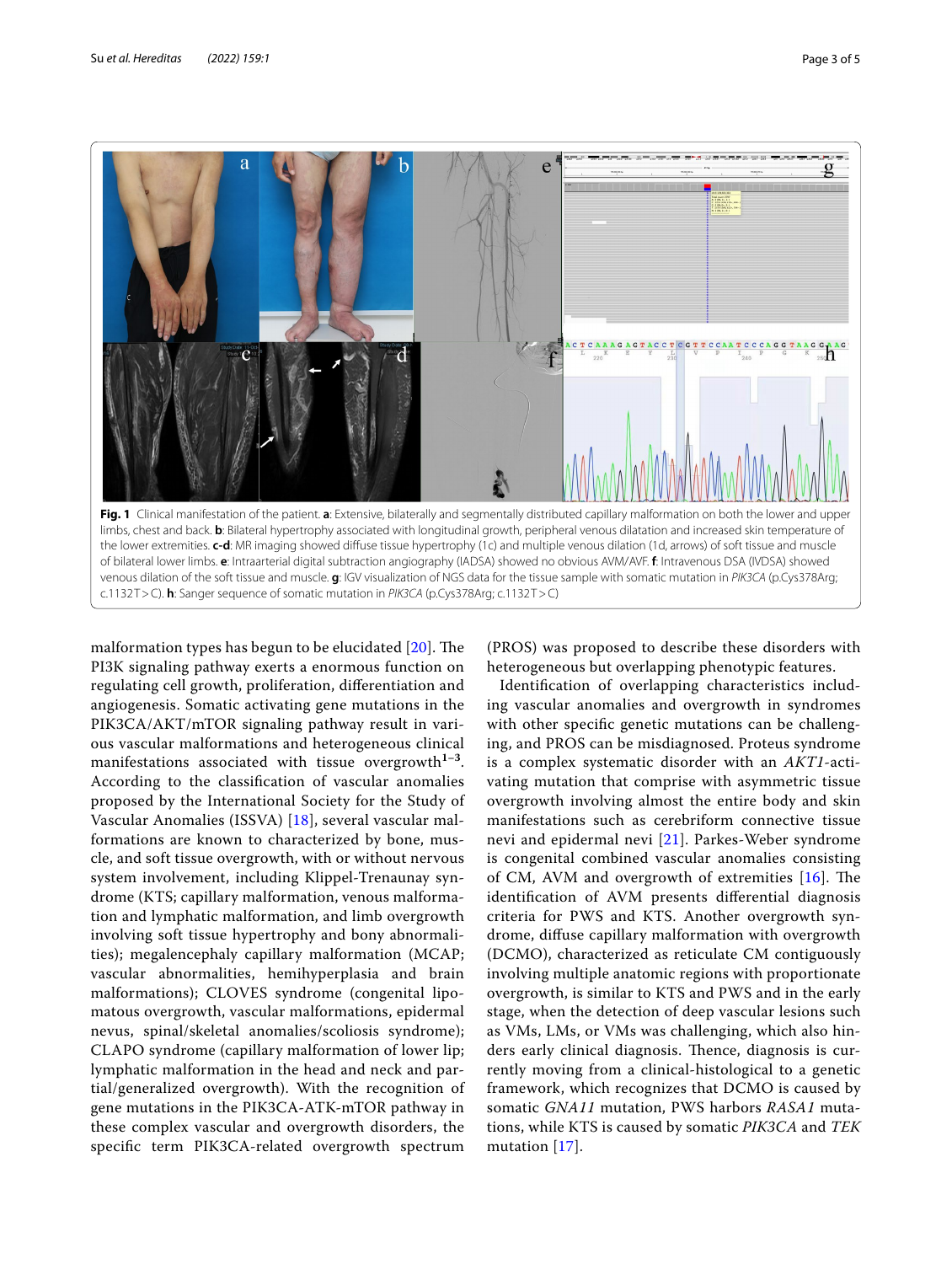**Fig. 1** Clinical manifestation of the patient. **a**: Extensive, bilaterally and segmentally distributed capillary malformation on both the lower and upper limbs, chest and back. **b**: Bilateral hypertrophy associated with longitudinal growth, peripheral venous dilatation and increased skin temperature of the lower extremities. **c-d**: MR imaging showed diffuse tissue hypertrophy (1c) and multiple venous dilation (1d, arrows) of soft tissue and muscle of bilateral lower limbs. **e**: Intraarterial digital subtraction angiography (IADSA) showed no obvious AVM/AVF. **f**: Intravenous DSA (IVDSA) showed venous dilation of the soft tissue and muscle. **g**: IGV visualization of NGS data for the tissue sample with somatic mutation in *PIK3CA* (p.Cys378Arg; c.1132T>C). **h**: Sanger sequence of somatic mutation in *PIK3CA* (p.Cys378Arg; c.1132T>C)

malformation types has begun to be elucidated [20]. The PI3K signaling pathway exerts a enormous function on regulating cell growth, proliferation, differentiation and angiogenesis. Somatic activating gene mutations in the PIK3CA/AKT/mTOR signaling pathway result in various vascular malformations and heterogeneous clinical manifestations associated with tissue overgrowth[1–3]. According to the classification of vascular anomalies proposed by the International Society for the Study of Vascular Anomalies (ISSVA) [18], several vascular malformations are known to characterized by bone, muscle, and soft tissue overgrowth, with or without nervous system involvement, including Klippel-Trenaunay syndrome (KTS; capillary malformation, venous malformation and lymphatic malformation, and limb overgrowth involving soft tissue hypertrophy and bony abnormalities); megalencephaly capillary malformation (MCAP; vascular abnormalities, hemihyperplasia and brain malformations); CLOVES syndrome (congenital lipomatous overgrowth, vascular malformations, epidermal nevus, spinal/skeletal anomalies/scoliosis syndrome); CLAPO syndrome (capillary malformation of lower lip; lymphatic malformation in the head and neck and partial/generalized overgrowth). With the recognition of gene mutations in the PIK3CA-ATK-mTOR pathway in these complex vascular and overgrowth disorders, the specific term PIK3CA-related overgrowth spectrum (PROS) was proposed to describe these disorders with heterogeneous but overlapping phenotypic features.

Identification of overlapping characteristics including vascular anomalies and overgrowth in syndromes with other specific genetic mutations can be challenging, and PROS can be misdiagnosed. Proteus syndrome is a complex systematic disorder with an *AKT1*-activating mutation that comprise with asymmetric tissue overgrowth involving almost the entire body and skin manifestations such as cerebriform connective tissue nevi and epidermal nevi [21]. Parkes-Weber syndrome is congenital combined vascular anomalies consisting of CM, AVM and overgrowth of extremities [16]. The identification of AVM presents differential diagnosis criteria for PWS and KTS. Another overgrowth syndrome, diffuse capillary malformation with overgrowth (DCMO), characterized as reticulate CM contiguously involving multiple anatomic regions with proportionate overgrowth, is similar to KTS and PWS and in the early stage, when the detection of deep vascular lesions such as VMs, LMs, or VMs was challenging, which also hinders early clinical diagnosis. Thence, diagnosis is currently moving from a clinical-histological to a genetic framework, which recognizes that DCMO is caused by somatic *GNA11* mutation, PWS harbors *RASA1* mutations, while KTS is caused by somatic *PIK3CA* and *TEK* mutation [17].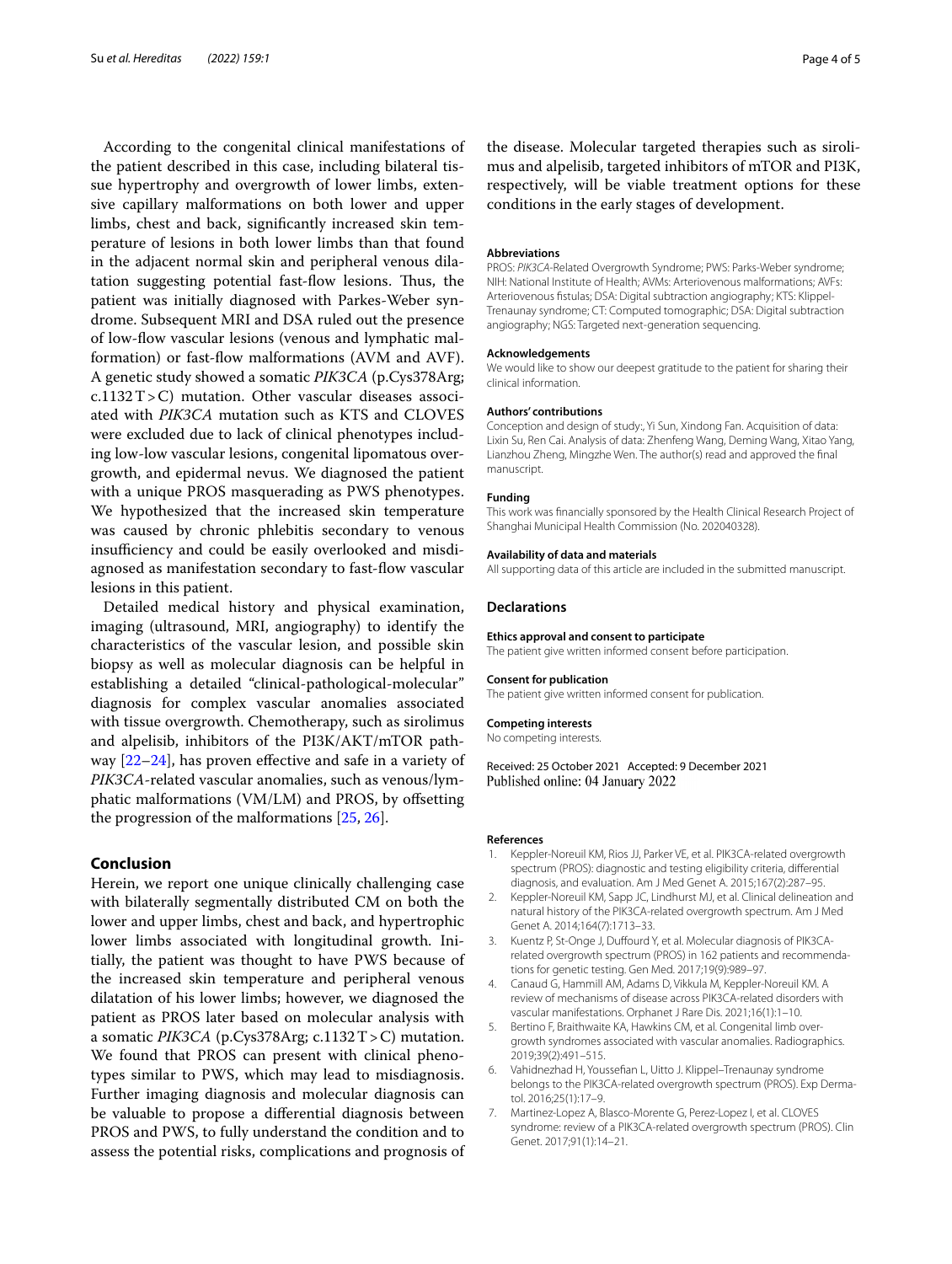According to the congenital clinical manifestations of the patient described in this case, including bilateral tissue hypertrophy and overgrowth of lower limbs, extensive capillary malformations on both lower and upper limbs, chest and back, significantly increased skin temperature of lesions in both lower limbs than that found in the adjacent normal skin and peripheral venous dilatation suggesting potential fast-flow lesions. Thus, the patient was initially diagnosed with Parkes-Weber syndrome. Subsequent MRI and DSA ruled out the presence of low-flow vascular lesions (venous and lymphatic malformation) or fast-flow malformations (AVM and AVF). A genetic study showed a somatic *PIK3CA* (p.Cys378Arg; c.1132 T > C) mutation. Other vascular diseases associated with *PIK3CA* mutation such as KTS and CLOVES were excluded due to lack of clinical phenotypes including low-low vascular lesions, congenital lipomatous overgrowth, and epidermal nevus. We diagnosed the patient with a unique PROS masquerading as PWS phenotypes. We hypothesized that the increased skin temperature was caused by chronic phlebitis secondary to venous insufficiency and could be easily overlooked and misdiagnosed as manifestation secondary to fast-flow vascular lesions in this patient.

Detailed medical history and physical examination, imaging (ultrasound, MRI, angiography) to identify the characteristics of the vascular lesion, and possible skin biopsy as well as molecular diagnosis can be helpful in establishing a detailed "clinical-pathological-molecular" diagnosis for complex vascular anomalies associated with tissue overgrowth. Chemotherapy, such as sirolimus and alpelisib, inhibitors of the PI3K/AKT/mTOR pathway [22–24], has proven effective and safe in a variety of *PIK3CA*-related vascular anomalies, such as venous/lymphatic malformations (VM/LM) and PROS, by offsetting the progression of the malformations [25, 26].

## Conclusion

Herein, we report one unique clinically challenging case with bilaterally segmentally distributed CM on both the lower and upper limbs, chest and back, and hypertrophic lower limbs associated with longitudinal growth. Initially, the patient was thought to have PWS because of the increased skin temperature and peripheral venous dilatation of his lower limbs; however, we diagnosed the patient as PROS later based on molecular analysis with a somatic *PIK3CA* (p.Cys378Arg; c.1132 T > C) mutation. We found that PROS can present with clinical phenotypes similar to PWS, which may lead to misdiagnosis. Further imaging diagnosis and molecular diagnosis can be valuable to propose a differential diagnosis between PROS and PWS, to fully understand the condition and to assess the potential risks, complications and prognosis of the disease. Molecular targeted therapies such as sirolimus and alpelisib, targeted inhibitors of mTOR and PI3K, respectively, will be viable treatment options for these conditions in the early stages of development.

#### Abbreviations

PROS: *PIK3CA*-Related Overgrowth Syndrome; PWS: Parks-Weber syndrome; NIH: National Institute of Health; AVMs: Arteriovenous malformations; AVFs: Arteriovenous fistulas; DSA: Digital subtraction angiography; KTS: Klippel-Trenaunay syndrome; CT: Computed tomographic; DSA: Digital subtraction angiography; NGS: Targeted next-generation sequencing.

#### Acknowledgements

We would like to show our deepest gratitude to the patient for sharing their clinical information.

#### Authors' contributions

Conception and design of study:, Yi Sun, Xindong Fan. Acquisition of data: Lixin Su, Ren Cai. Analysis of data: Zhenfeng Wang, Deming Wang, Xitao Yang, Lianzhou Zheng, Mingzhe Wen. The author(s) read and approved the final manuscript.

#### Funding

This work was financially sponsored by the Health Clinical Research Project of Shanghai Municipal Health Commission (No. 202040328).

#### Availability of data and materials

All supporting data of this article are included in the submitted manuscript.

### Declarations

#### Ethics approval and consent to participate

The patient give written informed consent before participation.

#### Consent for publication

The patient give written informed consent for publication.

#### Competing interests

No competing interests.

Received: 25 October 2021 Accepted: 9 December 2021
Published online: 04 January 2022

#### References

1. Keppler-Noreuil KM, Rios JJ, Parker VE, et al. PIK3CA-related overgrowth spectrum (PROS): diagnostic and testing eligibility criteria, differential diagnosis, and evaluation. Am J Med Genet A. 2015;167(2):287–95.
2. Keppler-Noreuil KM, Sapp JC, Lindhurst MJ, et al. Clinical delineation and natural history of the PIK3CA-related overgrowth spectrum. Am J Med Genet A. 2014;164(7):1713–33.
3. Kuentz P, St-Onge J, Duffourd Y, et al. Molecular diagnosis of PIK3CA-related overgrowth spectrum (PROS) in 162 patients and recommendations for genetic testing. Gen Med. 2017;19(9):989–97.
4. Canaud G, Hammill AM, Adams D, Vikkula M, Keppler-Noreuil KM. A review of mechanisms of disease across PIK3CA-related disorders with vascular manifestations. Orphanet J Rare Dis. 2021;16(1):1–10.
5. Bertino F, Braithwaite KA, Hawkins CM, et al. Congenital limb overgrowth syndromes associated with vascular anomalies. Radiographics. 2019;39(2):491–515.
6. Vahidnezhad H, Youssefian L, Uitto J. Klippel–Trenaunay syndrome belongs to the PIK3CA-related overgrowth spectrum (PROS). Exp Dermatol. 2016;25(1):17–9.
7. Martinez-Lopez A, Blasco-Morente G, Perez-Lopez I, et al. CLOVES syndrome: review of a PIK3CA-related overgrowth spectrum (PROS). Clin Genet. 2017;91(1):14–21.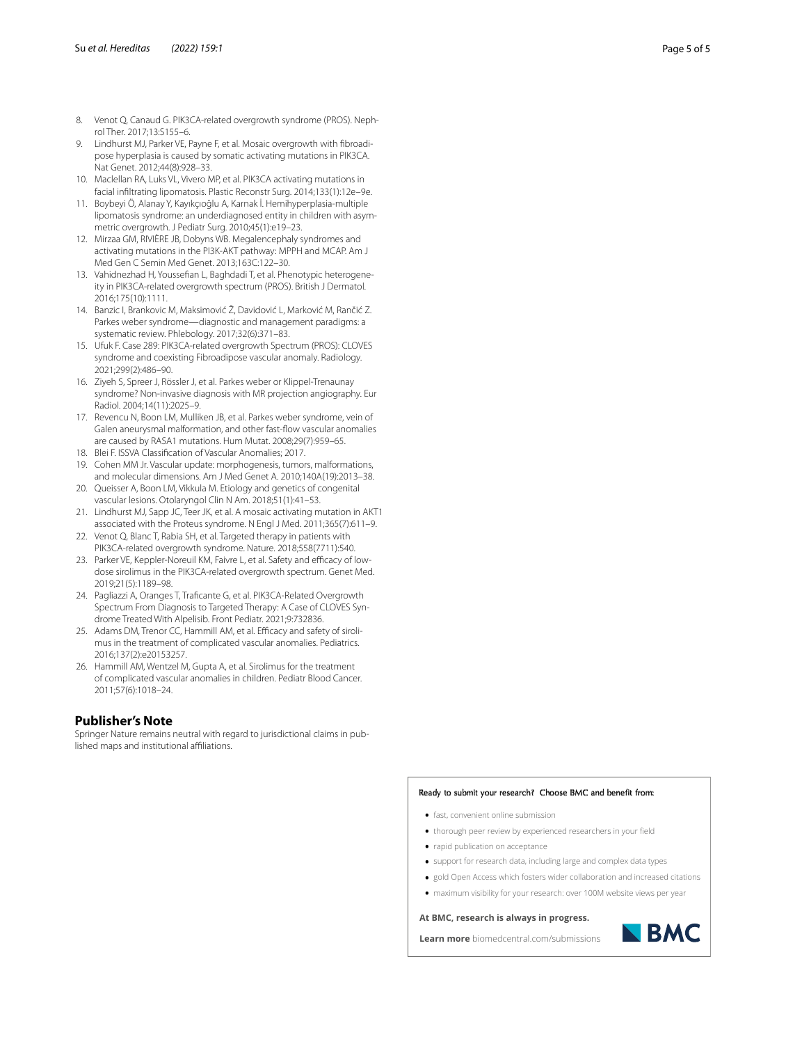8. Venot Q, Canaud G. PIK3CA-related overgrowth syndrome (PROS). Nephrol Ther. 2017;13:S155–6.
9. Lindhurst MJ, Parker VE, Payne F, et al. Mosaic overgrowth with fibroadipose hyperplasia is caused by somatic activating mutations in PIK3CA. Nat Genet. 2012;44(8):928–33.
10. Maclellan RA, Luks VL, Vivero MP, et al. PIK3CA activating mutations in facial infiltrating lipomatosis. Plastic Reconstr Surg. 2014;133(1):12e–9e.
11. Boybeyi Ö, Alanay Y, Kayıkçıoğlu A, Karnak İ. Hemihyperplasia-multiple lipomatosis syndrome: an underdiagnosed entity in children with asymmetric overgrowth. J Pediatr Surg. 2010;45(1):e19–23.
12. Mirzaa GM, RIVIÈRE JB, Dobyns WB. Megalencephaly syndromes and activating mutations in the PI3K-AKT pathway: MPPH and MCAP. Am J Med Gen C Semin Med Genet. 2013;163C:122–30.
13. Vahidnezhad H, Youssefian L, Baghdadi T, et al. Phenotypic heterogeneity in PIK3CA-related overgrowth spectrum (PROS). British J Dermatol. 2016;175(10):1111.
14. Banzic I, Brankovic M, Maksimović Ž, Davidović L, Marković M, Rančić Z. Parkes weber syndrome—diagnostic and management paradigms: a systematic review. Phlebology. 2017;32(6):371–83.
15. Ufuk F. Case 289: PIK3CA-related overgrowth Spectrum (PROS): CLOVES syndrome and coexisting Fibroadipose vascular anomaly. Radiology. 2021;299(2):486–90.
16. Ziyeh S, Spreer J, Rössler J, et al. Parkes weber or Klippel-Trenaunay syndrome? Non-invasive diagnosis with MR projection angiography. Eur Radiol. 2004;14(11):2025–9.
17. Revencu N, Boon LM, Mulliken JB, et al. Parkes weber syndrome, vein of Galen aneurysmal malformation, and other fast-flow vascular anomalies are caused by RASA1 mutations. Hum Mutat. 2008;29(7):959–65.
18. Blei F. ISSVA Classification of Vascular Anomalies; 2017.
19. Cohen MM Jr. Vascular update: morphogenesis, tumors, malformations, and molecular dimensions. Am J Med Genet A. 2010;140A(19):2013–38.
20. Queisser A, Boon LM, Vikkula M. Etiology and genetics of congenital vascular lesions. Otolaryngol Clin N Am. 2018;51(1):41–53.
21. Lindhurst MJ, Sapp JC, Teer JK, et al. A mosaic activating mutation in AKT1 associated with the Proteus syndrome. N Engl J Med. 2011;365(7):611–9.
22. Venot Q, Blanc T, Rabia SH, et al. Targeted therapy in patients with PIK3CA-related overgrowth syndrome. Nature. 2018;558(7711):540.
23. Parker VE, Keppler-Noreuil KM, Faivre L, et al. Safety and efficacy of low-dose sirolimus in the PIK3CA-related overgrowth spectrum. Genet Med. 2019;21(5):1189–98.
24. Pagliazzi A, Oranges T, Traficante G, et al. PIK3CA-Related Overgrowth Spectrum From Diagnosis to Targeted Therapy: A Case of CLOVES Syndrome Treated With Alpelisib. Front Pediatr. 2021;9:732836.
25. Adams DM, Trenor CC, Hammill AM, et al. Efficacy and safety of sirolimus in the treatment of complicated vascular anomalies. Pediatrics. 2016;137(2):e20153257.
26. Hammill AM, Wentzel M, Gupta A, et al. Sirolimus for the treatment of complicated vascular anomalies in children. Pediatr Blood Cancer. 2011;57(6):1018–24.

## Publisher's Note

Springer Nature remains neutral with regard to jurisdictional claims in published maps and institutional affiliations.

Ready to submit your research? Choose BMC and benefit from:

- fast, convenient online submission
- thorough peer review by experienced researchers in your field
- rapid publication on acceptance
- support for research data, including large and complex data types
- gold Open Access which fosters wider collaboration and increased citations
- maximum visibility for your research: over 100M website views per year

**At BMC, research is always in progress.**

**Learn more** biomedcentral.com/submissions

BMC